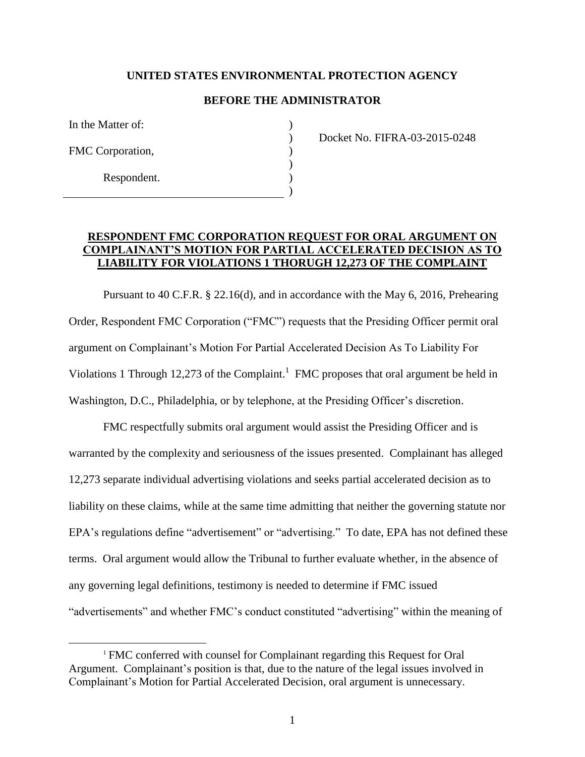**UNITED STATES ENVIRONMENTAL PROTECTION AGENCY**

**BEFORE THE ADMINISTRATOR**

| | | |
|---|---|---|
| In the Matter of: | ) | |
| | ) | Docket No. FIFRA-03-2015-0248 |
| FMC Corporation, | ) | |
| | ) | |
| Respondent. | ) | |
| | ) | |

**RESPONDENT FMC CORPORATION REQUEST FOR ORAL ARGUMENT ON COMPLAINANT'S MOTION FOR PARTIAL ACCELERATED DECISION AS TO LIABILITY FOR VIOLATIONS 1 THORUGH 12,273 OF THE COMPLAINT**

Pursuant to 40 C.F.R. § 22.16(d), and in accordance with the May 6, 2016, Prehearing Order, Respondent FMC Corporation ("FMC") requests that the Presiding Officer permit oral argument on Complainant's Motion For Partial Accelerated Decision As To Liability For Violations 1 Through 12,273 of the Complaint.[1] FMC proposes that oral argument be held in Washington, D.C., Philadelphia, or by telephone, at the Presiding Officer's discretion.

FMC respectfully submits oral argument would assist the Presiding Officer and is warranted by the complexity and seriousness of the issues presented. Complainant has alleged 12,273 separate individual advertising violations and seeks partial accelerated decision as to liability on these claims, while at the same time admitting that neither the governing statute nor EPA's regulations define "advertisement" or "advertising." To date, EPA has not defined these terms. Oral argument would allow the Tribunal to further evaluate whether, in the absence of any governing legal definitions, testimony is needed to determine if FMC issued "advertisements" and whether FMC's conduct constituted "advertising" within the meaning of

[1] FMC conferred with counsel for Complainant regarding this Request for Oral Argument. Complainant's position is that, due to the nature of the legal issues involved in Complainant's Motion for Partial Accelerated Decision, oral argument is unnecessary.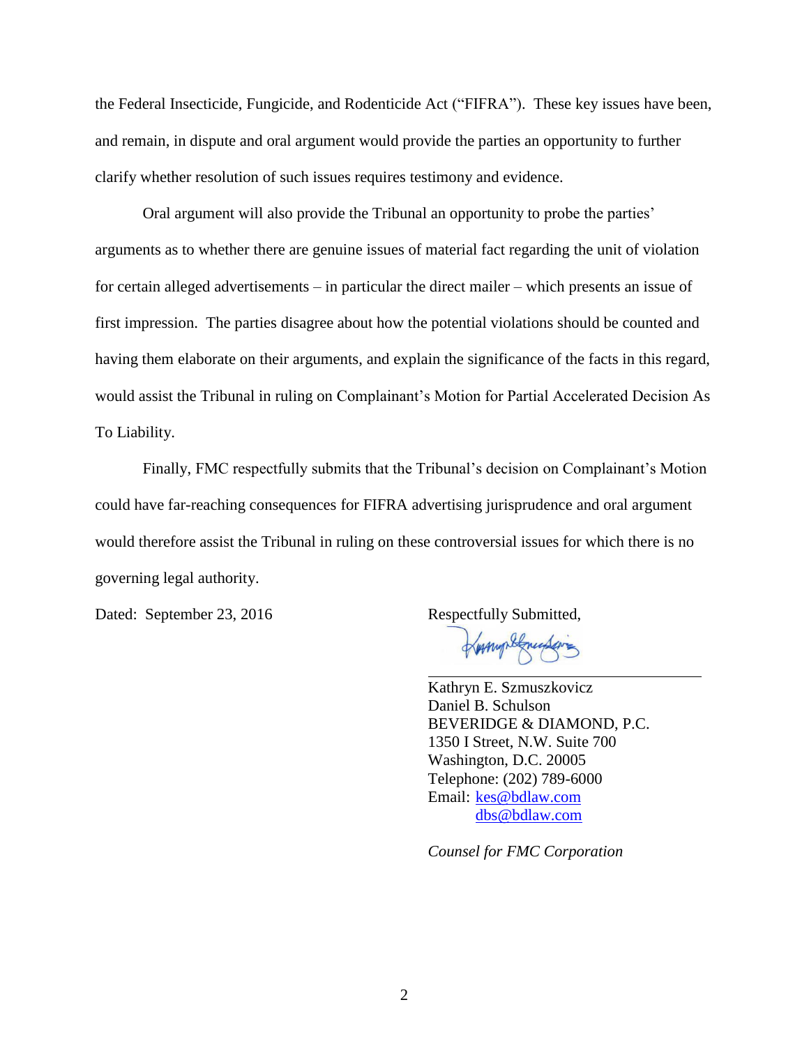the Federal Insecticide, Fungicide, and Rodenticide Act ("FIFRA"). These key issues have been, and remain, in dispute and oral argument would provide the parties an opportunity to further clarify whether resolution of such issues requires testimony and evidence.

Oral argument will also provide the Tribunal an opportunity to probe the parties' arguments as to whether there are genuine issues of material fact regarding the unit of violation for certain alleged advertisements – in particular the direct mailer – which presents an issue of first impression. The parties disagree about how the potential violations should be counted and having them elaborate on their arguments, and explain the significance of the facts in this regard, would assist the Tribunal in ruling on Complainant's Motion for Partial Accelerated Decision As To Liability.

Finally, FMC respectfully submits that the Tribunal's decision on Complainant's Motion could have far-reaching consequences for FIFRA advertising jurisprudence and oral argument would therefore assist the Tribunal in ruling on these controversial issues for which there is no governing legal authority.

Dated: September 23, 2016

Respectfully Submitted,

Kathryn E. Szmuszkovicz
Daniel B. Schulson
BEVERIDGE & DIAMOND, P.C.
1350 I Street, N.W. Suite 700
Washington, D.C. 20005
Telephone: (202) 789-6000
Email: kes@bdlaw.com
dbs@bdlaw.com

*Counsel for FMC Corporation*